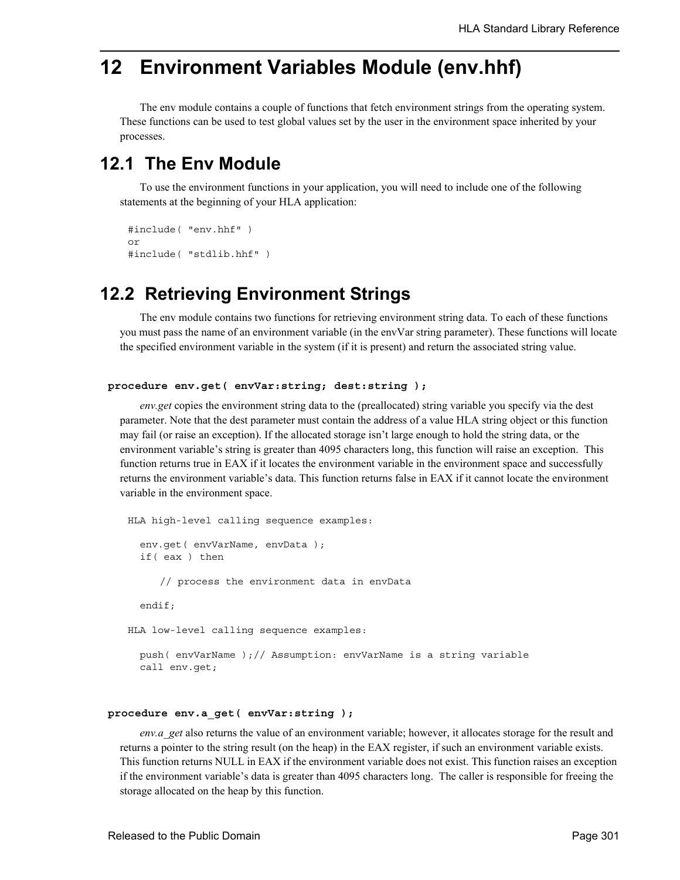// HLA Standard Library Reference

# 12 Environment Variables Module (env.hhf)

The env module contains a couple of functions that fetch environment strings from the operating system. These functions can be used to test global values set by the user in the environment space inherited by your processes.

## 12.1 The Env Module

To use the environment functions in your application, you will need to include one of the following statements at the beginning of your HLA application:

```
#include( "env.hhf" )
or
#include( "stdlib.hhf" )
```

## 12.2 Retrieving Environment Strings

The env module contains two functions for retrieving environment string data. To each of these functions you must pass the name of an environment variable (in the envVar string parameter). These functions will locate the specified environment variable in the system (if it is present) and return the associated string value.

**procedure env.get( envVar:string; dest:string );**

*env.get* copies the environment string data to the (preallocated) string variable you specify via the dest parameter. Note that the dest parameter must contain the address of a value HLA string object or this function may fail (or raise an exception). If the allocated storage isn't large enough to hold the string data, or the environment variable's string is greater than 4095 characters long, this function will raise an exception. This function returns true in EAX if it locates the environment variable in the environment space and successfully returns the environment variable's data. This function returns false in EAX if it cannot locate the environment variable in the environment space.

```
HLA high-level calling sequence examples:

  env.get( envVarName, envData );
  if( eax ) then

     // process the environment data in envData

  endif;

HLA low-level calling sequence examples:

  push( envVarName );// Assumption: envVarName is a string variable
  call env.get;
```

**procedure env.a_get( envVar:string );**

*env.a_get* also returns the value of an environment variable; however, it allocates storage for the result and returns a pointer to the string result (on the heap) in the EAX register, if such an environment variable exists. This function returns NULL in EAX if the environment variable does not exist. This function raises an exception if the environment variable's data is greater than 4095 characters long. The caller is responsible for freeing the storage allocated on the heap by this function.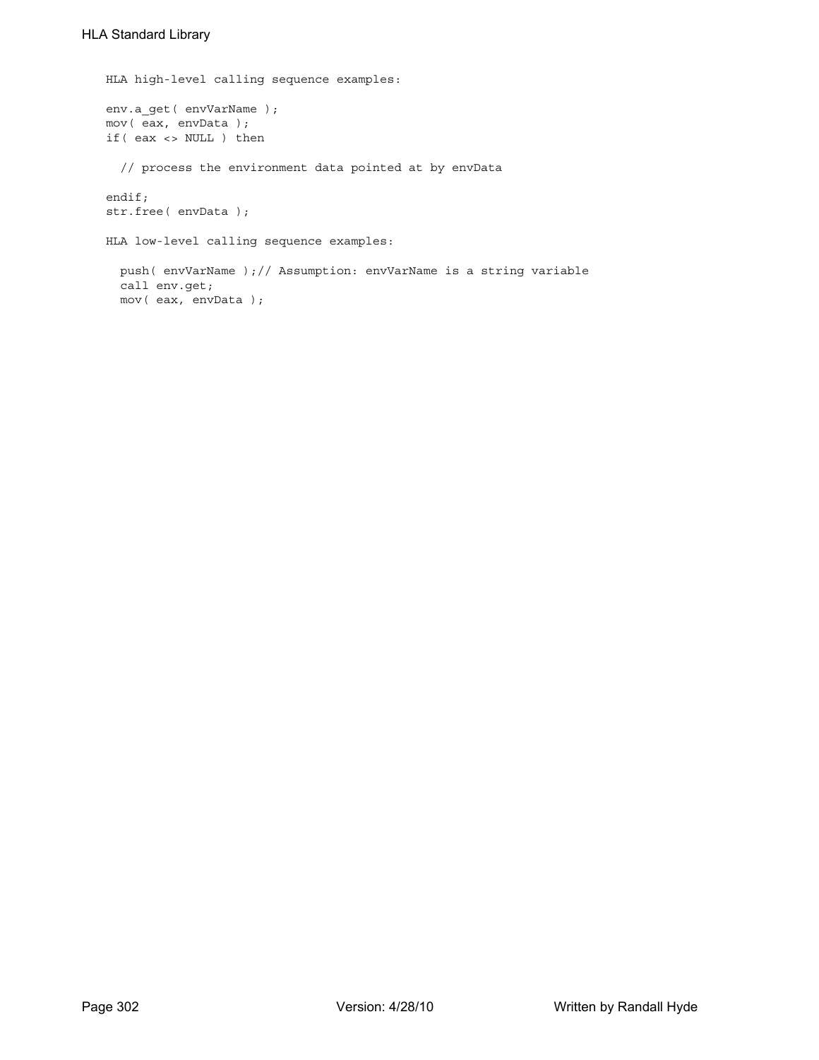```
HLA high-level calling sequence examples:

env.a_get( envVarName );
mov( eax, envData );
if( eax <> NULL ) then

  // process the environment data pointed at by envData

endif;
str.free( envData );

HLA low-level calling sequence examples:

  push( envVarName );// Assumption: envVarName is a string variable
  call env.get;
  mov( eax, envData );
```